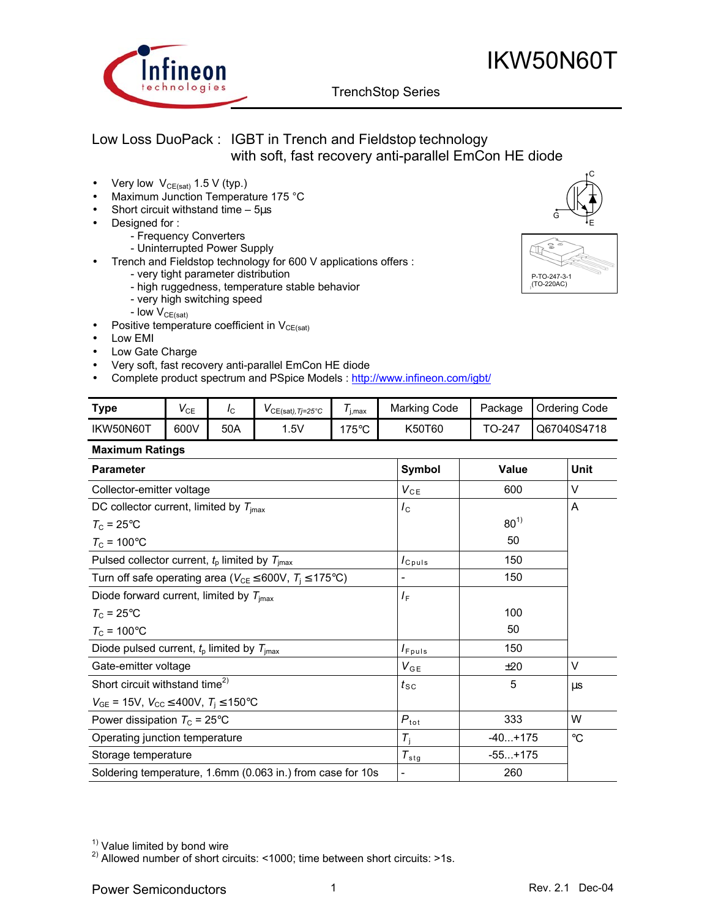# IKW50N60T

TrenchStop Series

## Low Loss DuoPack : IGBT in Trench and Fieldstop technology with soft, fast recovery anti-parallel EmCon HE diode

- Very low $V_{CE(sat)}$ 1.5 V (typ.)
- Maximum Junction Temperature 175 °C
- Short circuit withstand time – 5µs
- Designed for :
  - Frequency Converters
  - Uninterrupted Power Supply
- Trench and Fieldstop technology for 600 V applications offers :
  - very tight parameter distribution
  - high ruggedness, temperature stable behavior
  - very high switching speed
  - low $V_{CE(sat)}$
- Positive temperature coefficient in $V_{CE(sat)}$
- Low EMI
- Low Gate Charge
- Very soft, fast recovery anti-parallel EmCon HE diode
- Complete product spectrum and PSpice Models : http://www.infineon.com/igbt/

C  G  E

P-TO-247-3-1 (TO-220AC)

| Type | $V_{CE}$ | $I_C$ | $V_{CE(sat),Tj=25°C}$ | $T_{j,max}$ | Marking Code | Package | Ordering Code |
|---|---|---|---|---|---|---|---|
| IKW50N60T | 600V | 50A | 1.5V | 175°C | K50T60 | TO-247 | Q67040S4718 |

**Maximum Ratings**

| Parameter | Symbol | Value | Unit |
|---|---|---|---|
| Collector-emitter voltage | $V_{CE}$ | 600 | V |
| DC collector current, limited by $T_{jmax}$<br>$T_C$ = 25°C<br>$T_C$ = 100°C | $I_C$ | <br>80[1)]<br>50 | A |
| Pulsed collector current, $t_p$ limited by $T_{jmax}$ | $I_{Cpuls}$ | 150 | |
| Turn off safe operating area ($V_{CE}$ ≤ 600V, $T_j$ ≤ 175°C) | - | 150 | |
| Diode forward current, limited by $T_{jmax}$<br>$T_C$ = 25°C<br>$T_C$ = 100°C | $I_F$ | <br>100<br>50 | |
| Diode pulsed current, $t_p$ limited by $T_{jmax}$ | $I_{Fpuls}$ | 150 | |
| Gate-emitter voltage | $V_{GE}$ | ±20 | V |
| Short circuit withstand time[2)]<br>$V_{GE}$ = 15V, $V_{CC}$ ≤ 400V, $T_j$ ≤ 150°C | $t_{SC}$ | 5 | µs |
| Power dissipation $T_C$ = 25°C | $P_{tot}$ | 333 | W |
| Operating junction temperature | $T_j$ | -40...+175 | °C |
| Storage temperature | $T_{stg}$ | -55...+175 | |
| Soldering temperature, 1.6mm (0.063 in.) from case for 10s | - | 260 | |

[1)] Value limited by bond wire
[2)] Allowed number of short circuits: <1000; time between short circuits: >1s.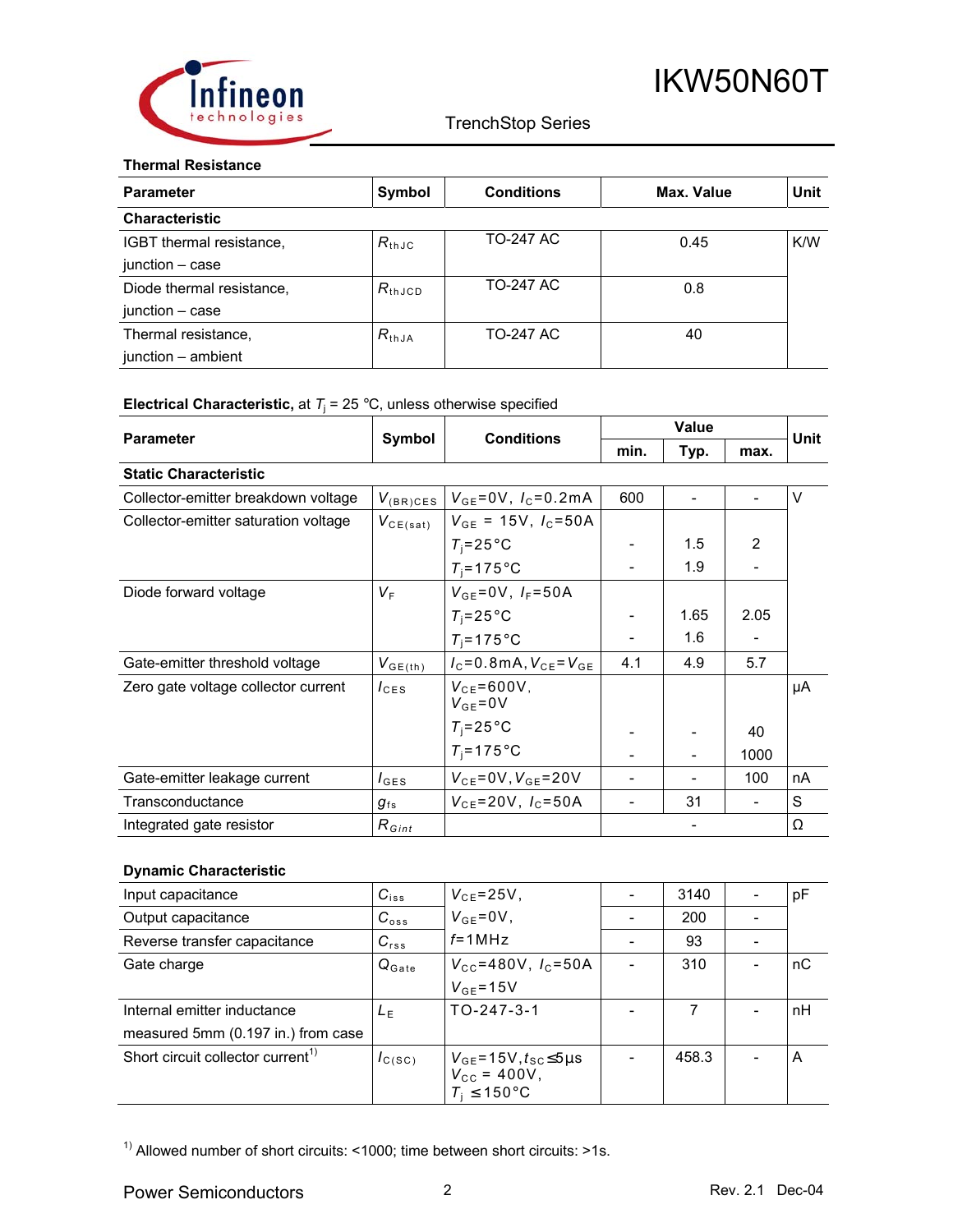### Thermal Resistance

| Parameter | Symbol | Conditions | Max. Value | Unit |
|---|---|---|---|---|
| **Characteristic** | | | | |
| IGBT thermal resistance, junction – case | $R_{thJC}$ | TO-247 AC | 0.45 | K/W |
| Diode thermal resistance, junction – case | $R_{thJCD}$ | TO-247 AC | 0.8 | |
| Thermal resistance, junction – ambient | $R_{thJA}$ | TO-247 AC | 40 | |

### Electrical Characteristic, at $T_j$ = 25 °C, unless otherwise specified

| Parameter | Symbol | Conditions | Value | | | Unit |
|---|---|---|---|---|---|---|
| | | | min. | Typ. | max. | |
| **Static Characteristic** | | | | | | |
| Collector-emitter breakdown voltage | $V_{(BR)CES}$ | $V_{GE}$=0V, $I_C$=0.2mA | 600 | - | - | V |
| Collector-emitter saturation voltage | $V_{CE(sat)}$ | $V_{GE}$ = 15V, $I_C$=50A | | | | |
| | | $T_j$=25°C | - | 1.5 | 2 | |
| | | $T_j$=175°C | - | 1.9 | - | |
| Diode forward voltage | $V_F$ | $V_{GE}$=0V, $I_F$=50A | | | | |
| | | $T_j$=25°C | - | 1.65 | 2.05 | |
| | | $T_j$=175°C | - | 1.6 | - | |
| Gate-emitter threshold voltage | $V_{GE(th)}$ | $I_C$=0.8mA, $V_{CE}$=$V_{GE}$ | 4.1 | 4.9 | 5.7 | |
| Zero gate voltage collector current | $I_{CES}$ | $V_{CE}$=600V, $V_{GE}$=0V | | | | µA |
| | | $T_j$=25°C | - | - | 40 | |
| | | $T_j$=175°C | - | - | 1000 | |
| Gate-emitter leakage current | $I_{GES}$ | $V_{CE}$=0V, $V_{GE}$=20V | - | - | 100 | nA |
| Transconductance | $g_{fs}$ | $V_{CE}$=20V, $I_C$=50A | - | 31 | - | S |
| Integrated gate resistor | $R_{Gint}$ | | | - | | Ω |

### Dynamic Characteristic

| Parameter | Symbol | Conditions | min. | Typ. | max. | Unit |
|---|---|---|---|---|---|---|
| Input capacitance | $C_{iss}$ | $V_{CE}$=25V, | - | 3140 | - | pF |
| Output capacitance | $C_{oss}$ | $V_{GE}$=0V, | - | 200 | - | |
| Reverse transfer capacitance | $C_{rss}$ | $f$=1MHz | - | 93 | - | |
| Gate charge | $Q_{Gate}$ | $V_{CC}$=480V, $I_C$=50A, $V_{GE}$=15V | - | 310 | - | nC |
| Internal emitter inductance measured 5mm (0.197 in.) from case | $L_E$ | TO-247-3-1 | - | 7 | - | nH |
| Short circuit collector current[1] | $I_{C(SC)}$ | $V_{GE}$=15V, $t_{SC}$≤5µs, $V_{CC}$ = 400V, $T_j$ ≤150°C | - | 458.3 | - | A |

[1] Allowed number of short circuits: <1000; time between short circuits: >1s.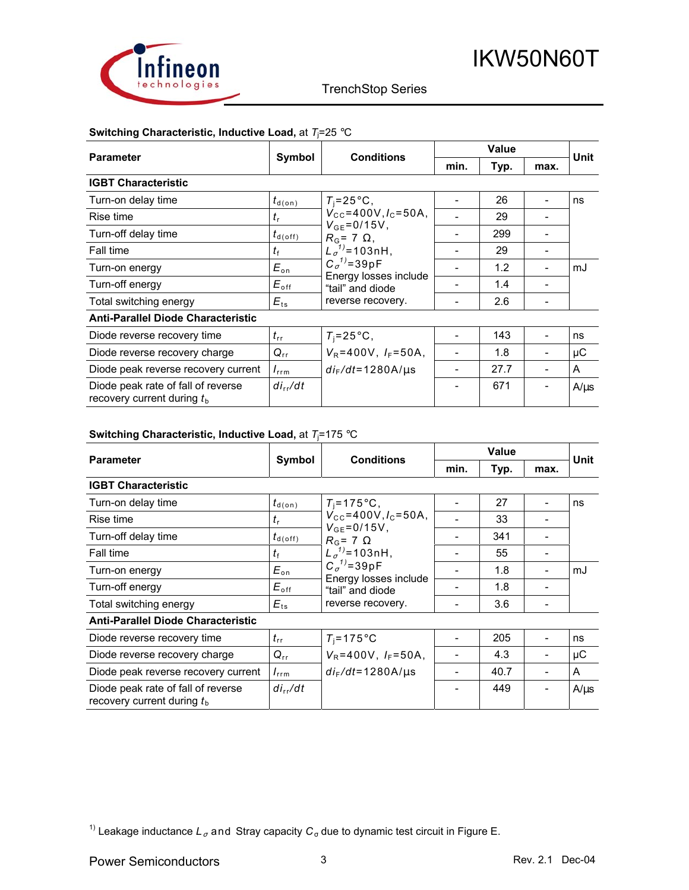**Switching Characteristic, Inductive Load,** at $T_j$=25 °C

| Parameter | Symbol | Conditions | Value | | | Unit |
|---|---|---|---|---|---|---|
| | | | min. | Typ. | max. | |
| **IGBT Characteristic** | | | | | | |
| Turn-on delay time | $t_{d(on)}$ | $T_j$=25°C, $V_{CC}$=400V, $I_C$=50A, $V_{GE}$=0/15V, $R_G$= 7 Ω, $L_\sigma$[1]=103nH, $C_\sigma$[1]=39pF Energy losses include "tail" and diode reverse recovery. | - | 26 | - | ns |
| Rise time | $t_r$ | | - | 29 | - | |
| Turn-off delay time | $t_{d(off)}$ | | - | 299 | - | |
| Fall time | $t_f$ | | - | 29 | - | |
| Turn-on energy | $E_{on}$ | | - | 1.2 | - | mJ |
| Turn-off energy | $E_{off}$ | | - | 1.4 | - | |
| Total switching energy | $E_{ts}$ | | - | 2.6 | - | |
| **Anti-Parallel Diode Characteristic** | | | | | | |
| Diode reverse recovery time | $t_{rr}$ | $T_j$=25°C, $V_R$=400V, $I_F$=50A, $di_F/dt$=1280A/µs | - | 143 | - | ns |
| Diode reverse recovery charge | $Q_{rr}$ | | - | 1.8 | - | µC |
| Diode peak reverse recovery current | $I_{rrm}$ | | - | 27.7 | - | A |
| Diode peak rate of fall of reverse recovery current during $t_b$ | $di_{rr}/dt$ | | - | 671 | - | A/µs |

**Switching Characteristic, Inductive Load,** at $T_j$=175 °C

| Parameter | Symbol | Conditions | Value | | | Unit |
|---|---|---|---|---|---|---|
| | | | min. | Typ. | max. | |
| **IGBT Characteristic** | | | | | | |
| Turn-on delay time | $t_{d(on)}$ | $T_j$=175°C, $V_{CC}$=400V, $I_C$=50A, $V_{GE}$=0/15V, $R_G$= 7 Ω, $L_\sigma$[1]=103nH, $C_\sigma$[1]=39pF Energy losses include "tail" and diode reverse recovery. | - | 27 | - | ns |
| Rise time | $t_r$ | | - | 33 | - | |
| Turn-off delay time | $t_{d(off)}$ | | - | 341 | - | |
| Fall time | $t_f$ | | - | 55 | - | |
| Turn-on energy | $E_{on}$ | | - | 1.8 | - | mJ |
| Turn-off energy | $E_{off}$ | | - | 1.8 | - | |
| Total switching energy | $E_{ts}$ | | - | 3.6 | - | |
| **Anti-Parallel Diode Characteristic** | | | | | | |
| Diode reverse recovery time | $t_{rr}$ | $T_j$=175°C $V_R$=400V, $I_F$=50A, $di_F/dt$=1280A/µs | - | 205 | - | ns |
| Diode reverse recovery charge | $Q_{rr}$ | | - | 4.3 | - | µC |
| Diode peak reverse recovery current | $I_{rrm}$ | | - | 40.7 | - | A |
| Diode peak rate of fall of reverse recovery current during $t_b$ | $di_{rr}/dt$ | | - | 449 | - | A/µs |

[1] Leakage inductance $L_\sigma$ and Stray capacity $C_\sigma$ due to dynamic test circuit in Figure E.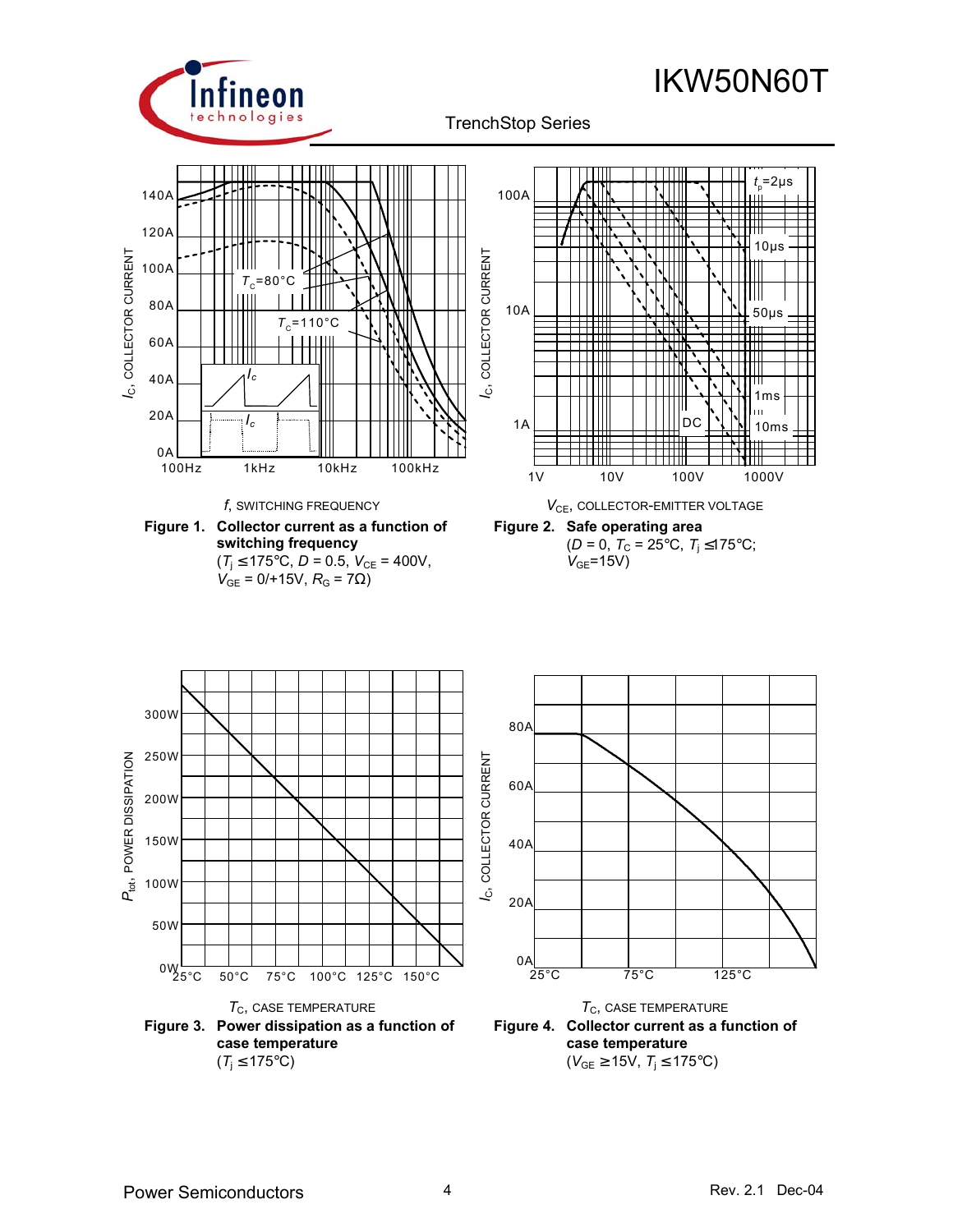**Figure 1. Collector current as a function of switching frequency**
($T_j \leq 175°C$, $D = 0.5$, $V_{CE} = 400V$, $V_{GE} = 0/+15V$, $R_G = 7\Omega$)

**Figure 2. Safe operating area**
($D = 0$, $T_C = 25°C$, $T_j \leq 175°C$; $V_{GE}=15V$)

**Figure 3. Power dissipation as a function of case temperature**
($T_j \leq 175°C$)

**Figure 4. Collector current as a function of case temperature**
($V_{GE} \geq 15V$, $T_j \leq 175°C$)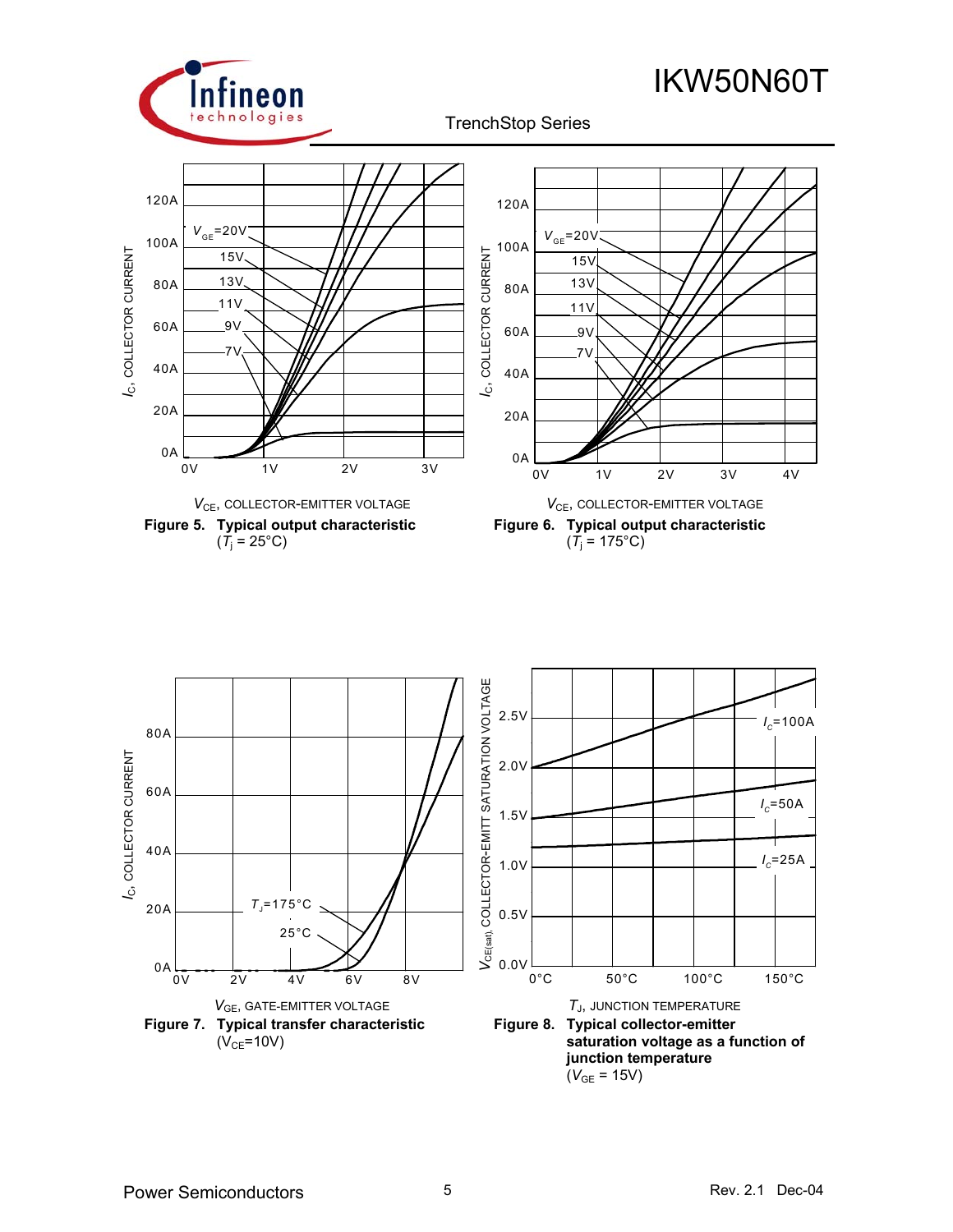**Figure 5. Typical output characteristic**
($T_j$ = 25°C)

**Figure 6. Typical output characteristic**
($T_j$ = 175°C)

**Figure 7. Typical transfer characteristic**
($V_{CE}$=10V)

**Figure 8. Typical collector-emitter saturation voltage as a function of junction temperature**
($V_{GE}$ = 15V)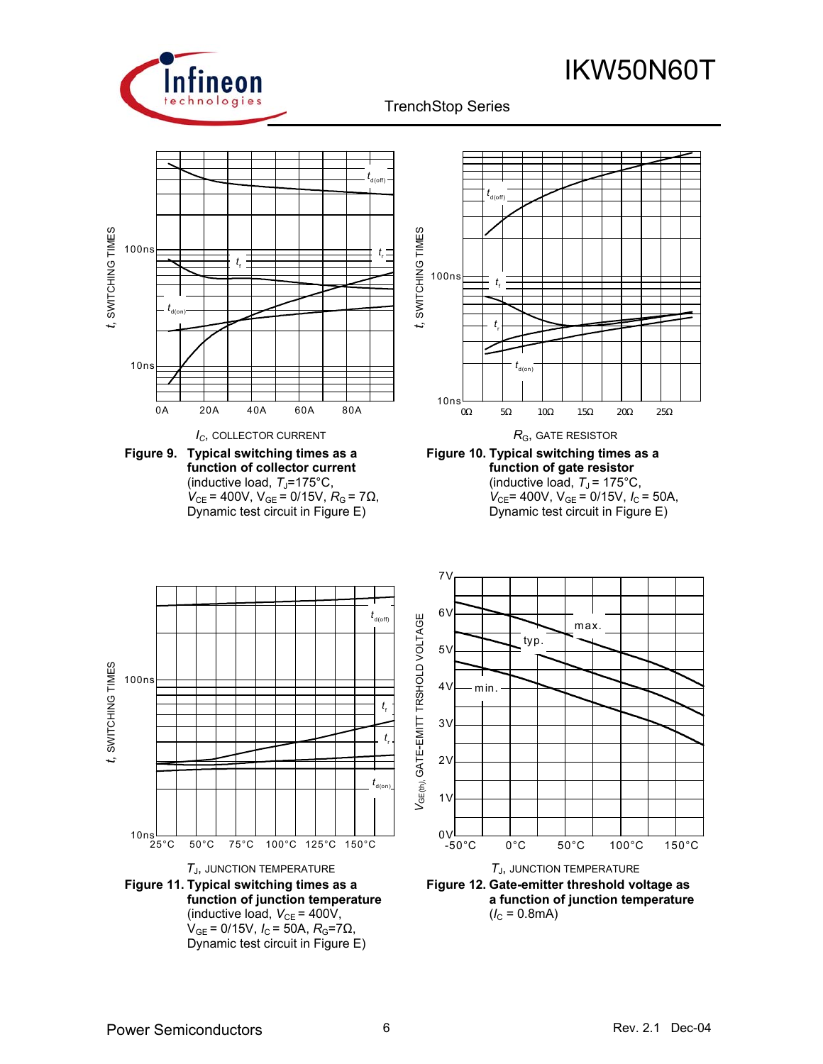![Figure 9](chart)

*t*, SWITCHING TIMES

$I_C$, COLLECTOR CURRENT

**Figure 9. Typical switching times as a function of collector current**
(inductive load, $T_J$=175°C, $V_{CE}$ = 400V, $V_{GE}$ = 0/15V, $R_G$ = 7Ω, Dynamic test circuit in Figure E)

*t*, SWITCHING TIMES

$R_G$, GATE RESISTOR

**Figure 10. Typical switching times as a function of gate resistor**
(inductive load, $T_J$ = 175°C, $V_{CE}$= 400V, $V_{GE}$ = 0/15V, $I_C$ = 50A, Dynamic test circuit in Figure E)

*t*, SWITCHING TIMES

$T_J$, JUNCTION TEMPERATURE

**Figure 11. Typical switching times as a function of junction temperature**
(inductive load, $V_{CE}$ = 400V, $V_{GE}$ = 0/15V, $I_C$ = 50A, $R_G$=7Ω, Dynamic test circuit in Figure E)

$V_{GE(th)}$, GATE-EMITT TRSHOLD VOLTAGE

$T_J$, JUNCTION TEMPERATURE

**Figure 12. Gate-emitter threshold voltage as a function of junction temperature**
($I_C$ = 0.8mA)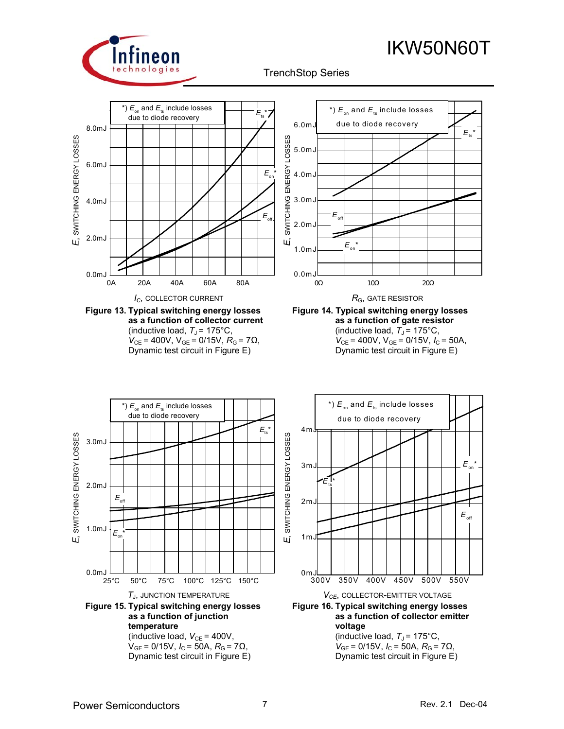*) $E_{on}$ and $E_{ts}$ include losses due to diode recovery

$E$, SWITCHING ENERGY LOSSES

0.0mJ, 2.0mJ, 4.0mJ, 6.0mJ, 8.0mJ

0A, 20A, 40A, 60A, 80A

$E_{ts}$*, $E_{on}$*, $E_{off}$

$I_C$, COLLECTOR CURRENT

**Figure 13. Typical switching energy losses as a function of collector current**
(inductive load, $T_J$ = 175°C, $V_{CE}$ = 400V, $V_{GE}$ = 0/15V, $R_G$ = 7Ω, Dynamic test circuit in Figure E)

*) $E_{on}$ and $E_{ts}$ include losses due to diode recovery

$E$, SWITCHING ENERGY LOSSES

0.0mJ, 1.0mJ, 2.0mJ, 3.0mJ, 4.0mJ, 5.0mJ, 6.0mJ

0Ω, 10Ω, 20Ω

$E_{ts}$*, $E_{off}$, $E_{on}$*

$R_G$, GATE RESISTOR

**Figure 14. Typical switching energy losses as a function of gate resistor**
(inductive load, $T_J$ = 175°C, $V_{CE}$ = 400V, $V_{GE}$ = 0/15V, $I_C$ = 50A, Dynamic test circuit in Figure E)

*) $E_{on}$ and $E_{ts}$ include losses due to diode recovery

$E$, SWITCHING ENERGY LOSSES

0.0mJ, 1.0mJ, 2.0mJ, 3.0mJ

25°C, 50°C, 75°C, 100°C, 125°C, 150°C

$E_{ts}$*, $E_{off}$, $E_{on}$*

$T_J$, JUNCTION TEMPERATURE

**Figure 15. Typical switching energy losses as a function of junction temperature**
(inductive load, $V_{CE}$ = 400V, $V_{GE}$ = 0/15V, $I_C$ = 50A, $R_G$ = 7Ω, Dynamic test circuit in Figure E)

*) $E_{on}$ and $E_{ts}$ include losses due to diode recovery

$E$, SWITCHING ENERGY LOSSES

0mJ, 1mJ, 2mJ, 3mJ, 4mJ

300V, 350V, 400V, 450V, 500V, 550V

$E_{ts}$*, $E_{on}$*, $E_{off}$

$V_{CE}$, COLLECTOR-EMITTER VOLTAGE

**Figure 16. Typical switching energy losses as a function of collector emitter voltage**
(inductive load, $T_J$ = 175°C, $V_{GE}$ = 0/15V, $I_C$ = 50A, $R_G$ = 7Ω, Dynamic test circuit in Figure E)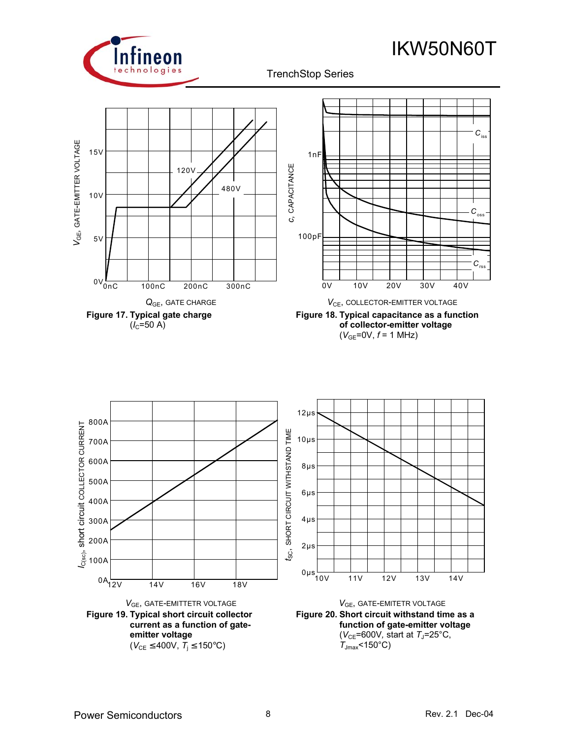**Figure 17. Typical gate charge**
($I_C$=50 A)

**Figure 18. Typical capacitance as a function of collector-emitter voltage**
($V_{GE}$=0V, $f$ = 1 MHz)

**Figure 19. Typical short circuit collector current as a function of gate-emitter voltage**
($V_{CE}$ ≤400V, $T_j$ ≤150°C)

**Figure 20. Short circuit withstand time as a function of gate-emitter voltage**
($V_{CE}$=600V, start at $T_J$=25°C, $T_{Jmax}$<150°C)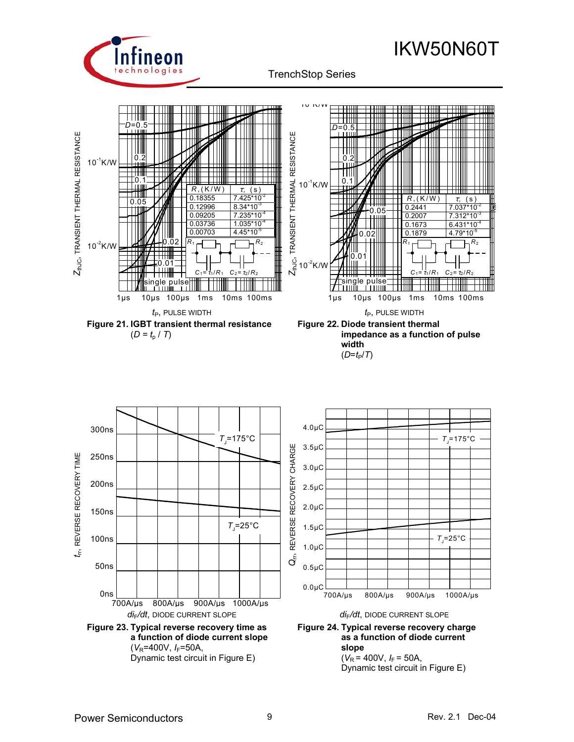| $R$, (K/W) | $\tau$, (s) |
|---|---|
| 0.18355 | 7.425*10^-2 |
| 0.12996 | 8.34*10^-3 |
| 0.09205 | 7.235*10^-4 |
| 0.03736 | 1.035*10^-4 |
| 0.00703 | 4.45*10^-5 |

$C_1 = \tau_1/R_1$, $C_2 = \tau_2/R_2$

**Figure 21. IGBT transient thermal resistance**
($D = t_p / T$)

| $R$, (K/W) | $\tau$, (s) |
|---|---|
| 0.2441 | 7.037*10^-2 |
| 0.2007 | 7.312*10^-3 |
| 0.1673 | 6.431*10^-4 |
| 0.1879 | 4.79*10^-5 |

$C_1 = \tau_1/R_1$, $C_2 = \tau_2/R_2$

**Figure 22. Diode transient thermal impedance as a function of pulse width**
($D=t_P/T$)

**Figure 23. Typical reverse recovery time as a function of diode current slope**
($V_R$=400V, $I_F$=50A,
Dynamic test circuit in Figure E)

**Figure 24. Typical reverse recovery charge as a function of diode current slope**
($V_R$ = 400V, $I_F$ = 50A,
Dynamic test circuit in Figure E)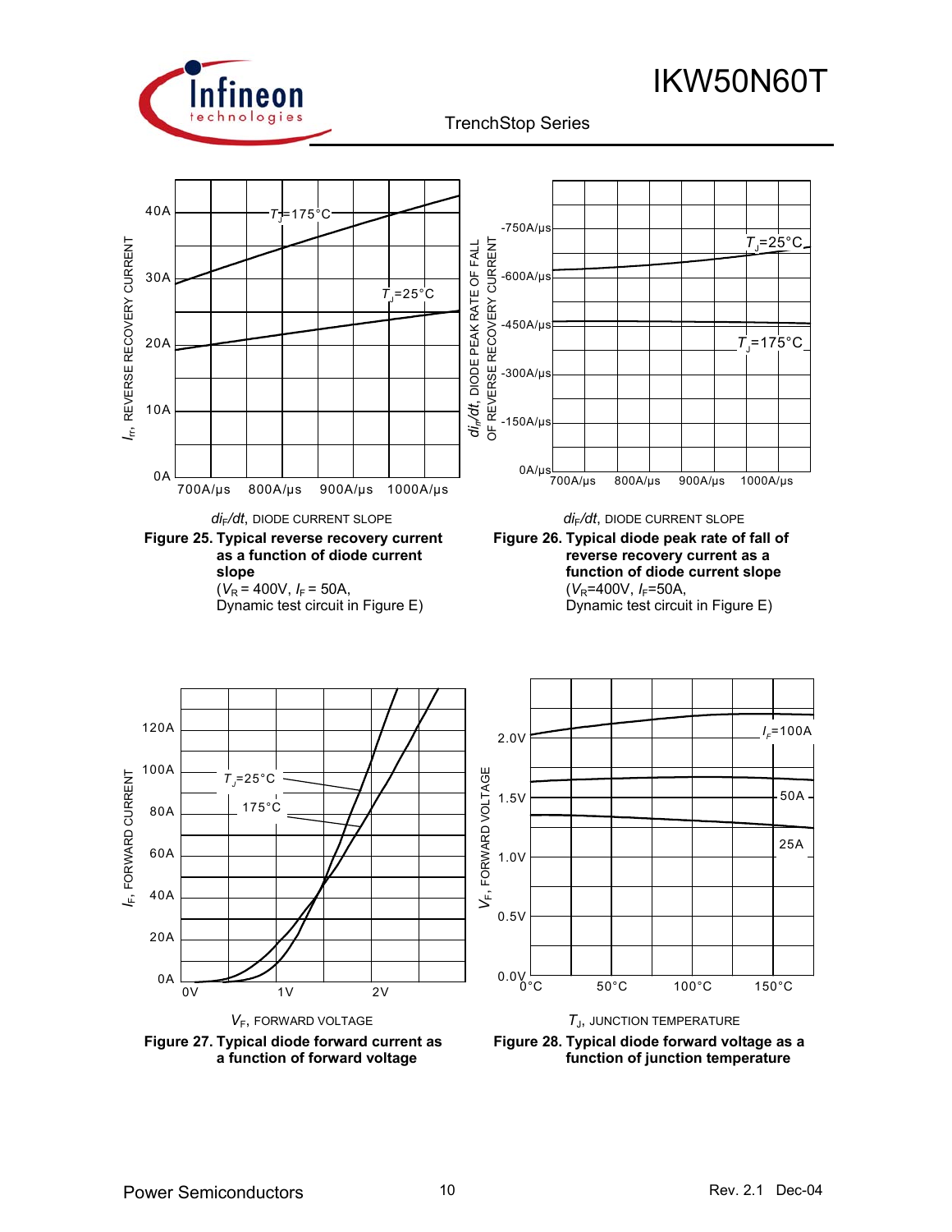Figure 25. Typical reverse recovery current as a function of diode current slope
($V_R$ = 400V, $I_F$ = 50A, Dynamic test circuit in Figure E)

Figure 26. Typical diode peak rate of fall of reverse recovery current as a function of diode current slope
($V_R$=400V, $I_F$=50A, Dynamic test circuit in Figure E)

Figure 27. Typical diode forward current as a function of forward voltage

Figure 28. Typical diode forward voltage as a function of junction temperature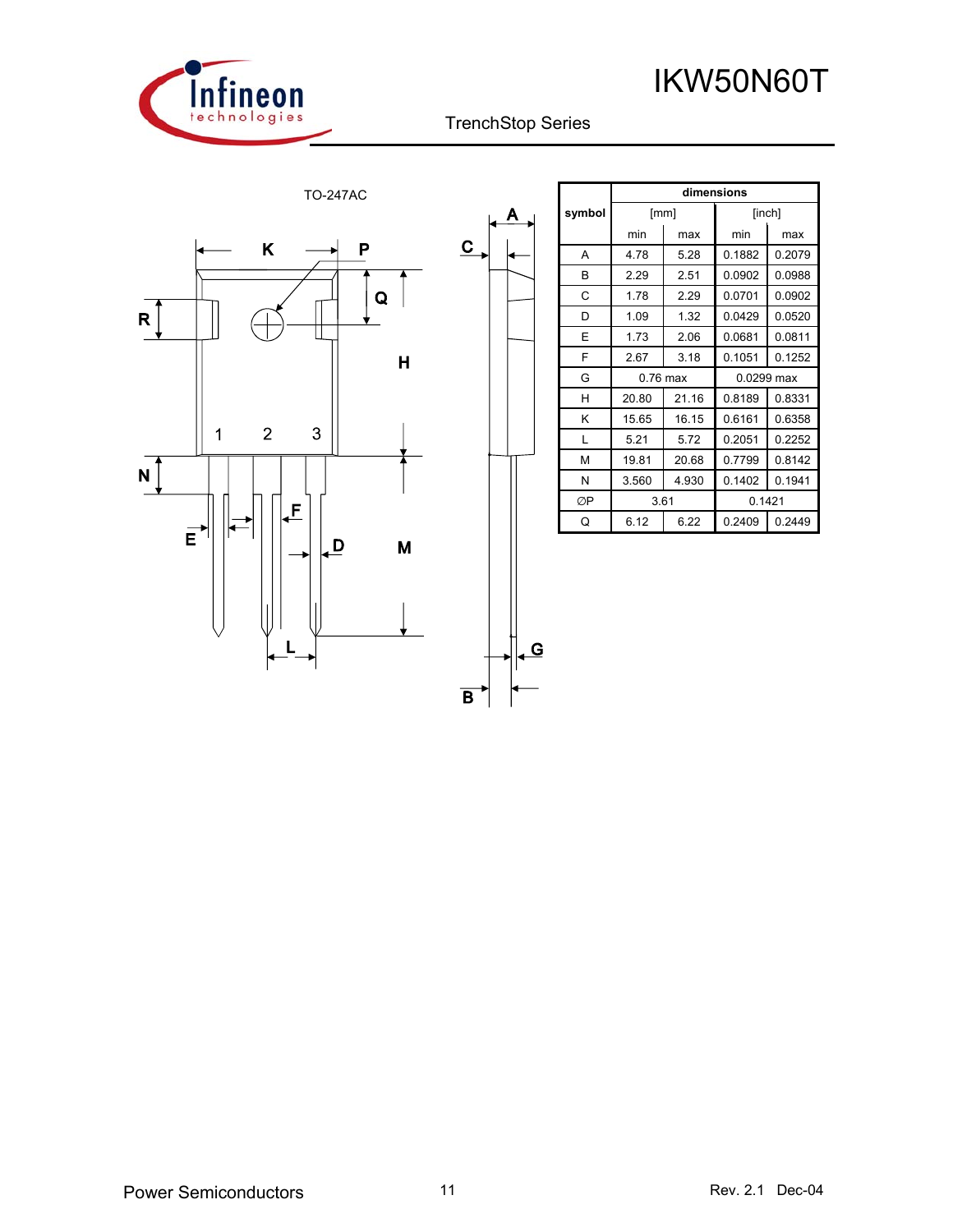TO-247AC

| symbol | dimensions | | | |
|---|---|---|---|---|
| | [mm] | | [inch] | |
| | min | max | min | max |
| A | 4.78 | 5.28 | 0.1882 | 0.2079 |
| B | 2.29 | 2.51 | 0.0902 | 0.0988 |
| C | 1.78 | 2.29 | 0.0701 | 0.0902 |
| D | 1.09 | 1.32 | 0.0429 | 0.0520 |
| E | 1.73 | 2.06 | 0.0681 | 0.0811 |
| F | 2.67 | 3.18 | 0.1051 | 0.1252 |
| G | 0.76 max | | 0.0299 max | |
| H | 20.80 | 21.16 | 0.8189 | 0.8331 |
| K | 15.65 | 16.15 | 0.6161 | 0.6358 |
| L | 5.21 | 5.72 | 0.2051 | 0.2252 |
| M | 19.81 | 20.68 | 0.7799 | 0.8142 |
| N | 3.560 | 4.930 | 0.1402 | 0.1941 |
| ∅P | 3.61 | | 0.1421 | |
| Q | 6.12 | 6.22 | 0.2409 | 0.2449 |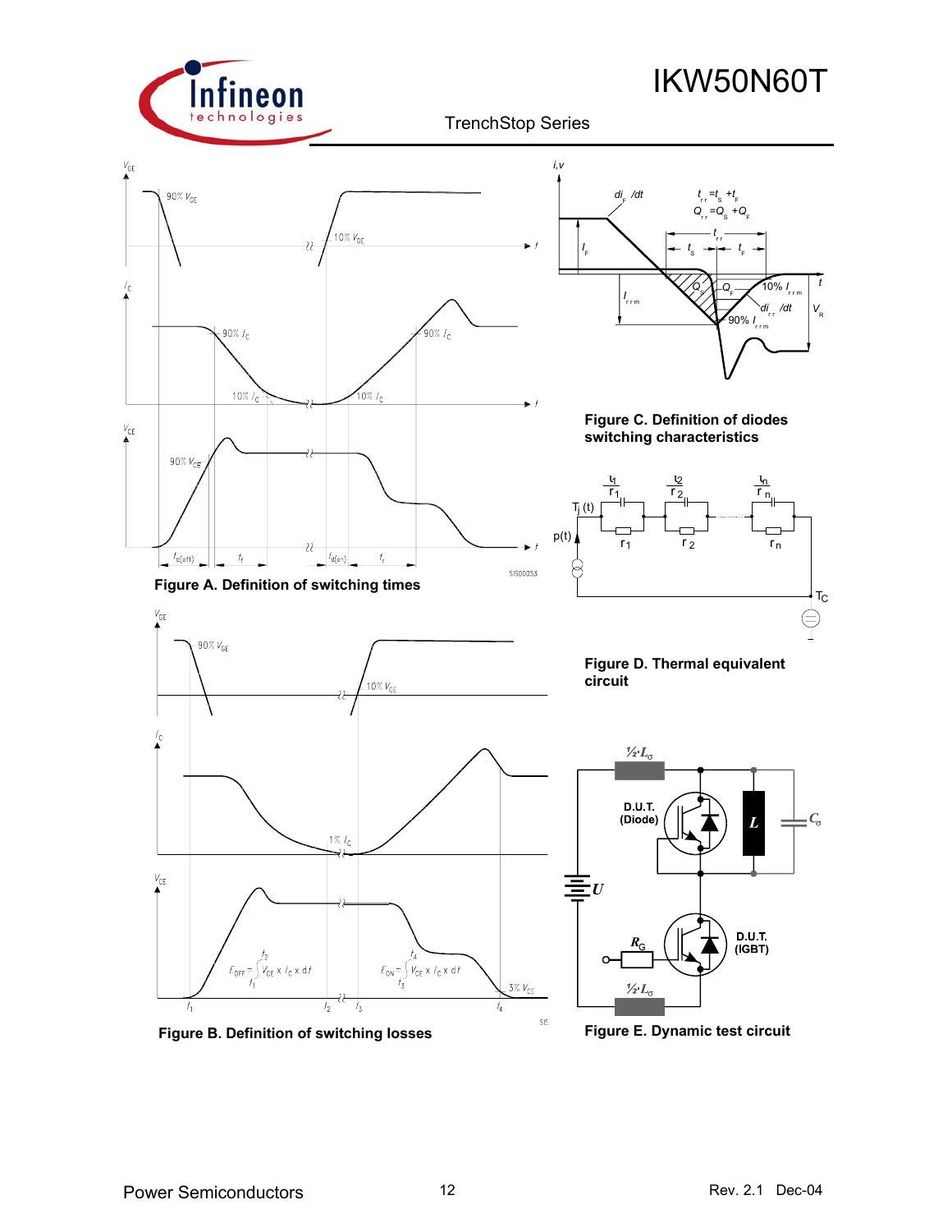Figure A. Definition of switching times

Figure B. Definition of switching losses

Figure C. Definition of diodes switching characteristics

Figure D. Thermal equivalent circuit

Figure E. Dynamic test circuit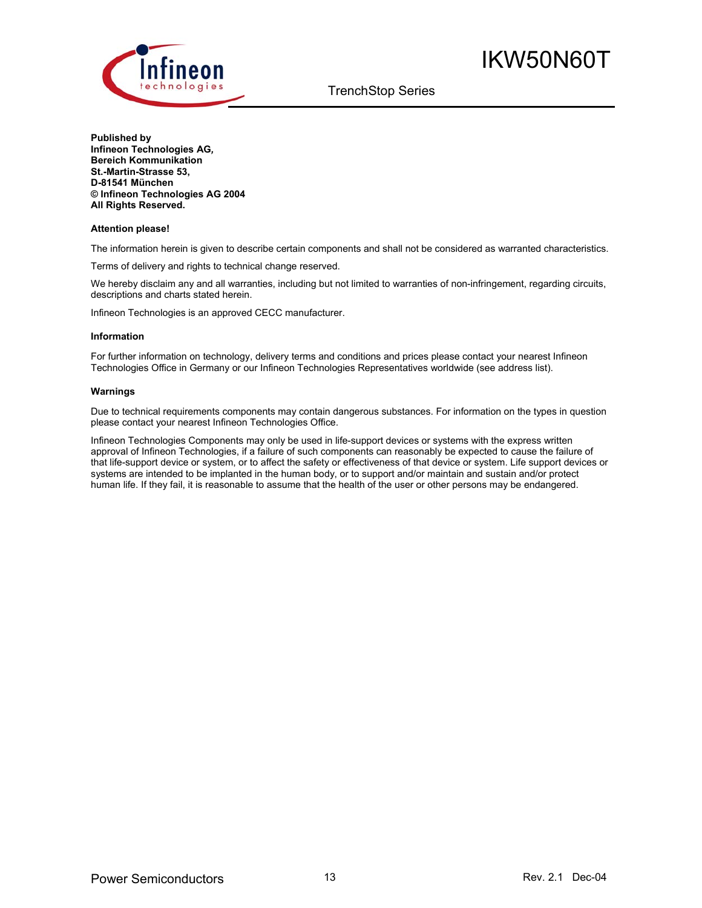**Published by**
**Infineon Technologies AG,**
**Bereich Kommunikation**
**St.-Martin-Strasse 53,**
**D-81541 München**
**© Infineon Technologies AG 2004**
**All Rights Reserved.**

**Attention please!**

The information herein is given to describe certain components and shall not be considered as warranted characteristics.

Terms of delivery and rights to technical change reserved.

We hereby disclaim any and all warranties, including but not limited to warranties of non-infringement, regarding circuits, descriptions and charts stated herein.

Infineon Technologies is an approved CECC manufacturer.

**Information**

For further information on technology, delivery terms and conditions and prices please contact your nearest Infineon Technologies Office in Germany or our Infineon Technologies Representatives worldwide (see address list).

**Warnings**

Due to technical requirements components may contain dangerous substances. For information on the types in question please contact your nearest Infineon Technologies Office.

Infineon Technologies Components may only be used in life-support devices or systems with the express written approval of Infineon Technologies, if a failure of such components can reasonably be expected to cause the failure of that life-support device or system, or to affect the safety or effectiveness of that device or system. Life support devices or systems are intended to be implanted in the human body, or to support and/or maintain and sustain and/or protect human life. If they fail, it is reasonable to assume that the health of the user or other persons may be endangered.